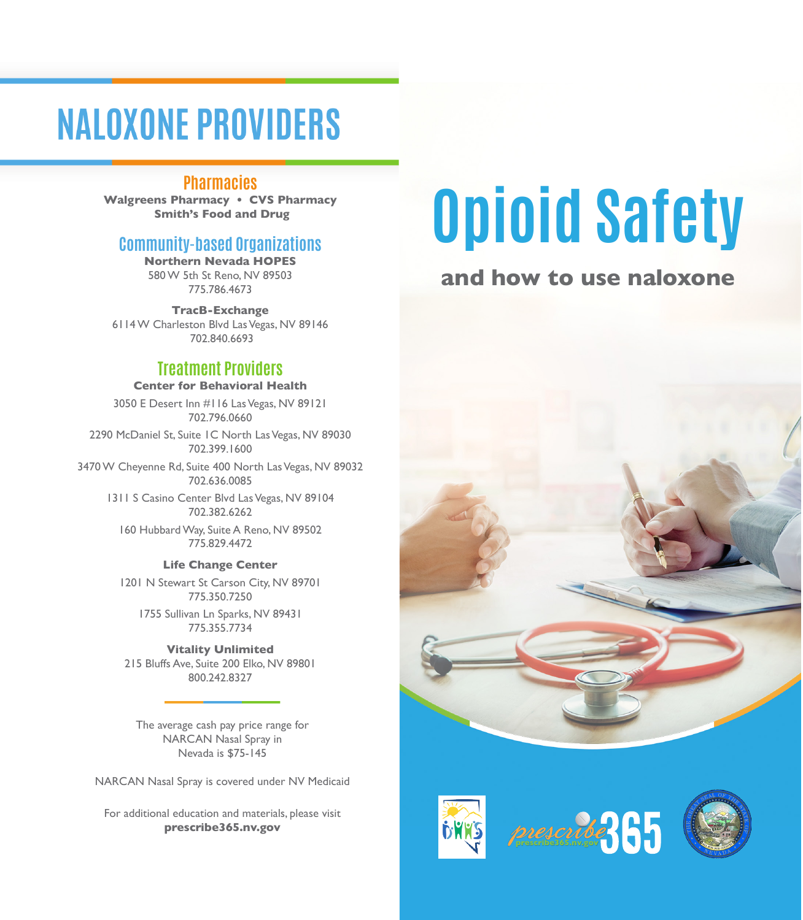# NALOXONE PROVIDERS

## Pharmacies

**Walgreens Pharmacy • CVS Pharmacy**
**Smith's Food and Drug**

## Community-based Organizations

**Northern Nevada HOPES**
580 W 5th St Reno, NV 89503
775.786.4673

**TracB-Exchange**
6114 W Charleston Blvd Las Vegas, NV 89146
702.840.6693

## Treatment Providers

**Center for Behavioral Health**

3050 E Desert Inn #116 Las Vegas, NV 89121
702.796.0660

2290 McDaniel St, Suite 1C North Las Vegas, NV 89030
702.399.1600

3470 W Cheyenne Rd, Suite 400 North Las Vegas, NV 89032
702.636.0085

1311 S Casino Center Blvd Las Vegas, NV 89104
702.382.6262

160 Hubbard Way, Suite A Reno, NV 89502
775.829.4472

**Life Change Center**

1201 N Stewart St Carson City, NV 89701
775.350.7250

1755 Sullivan Ln Sparks, NV 89431
775.355.7734

**Vitality Unlimited**
215 Bluffs Ave, Suite 200 Elko, NV 89801
800.242.8327

The average cash pay price range for NARCAN Nasal Spray in Nevada is $75-145

NARCAN Nasal Spray is covered under NV Medicaid

For additional education and materials, please visit **prescribe365.nv.gov**

# Opioid Safety

**and how to use naloxone**

prescribe365
prescribe365.nv.gov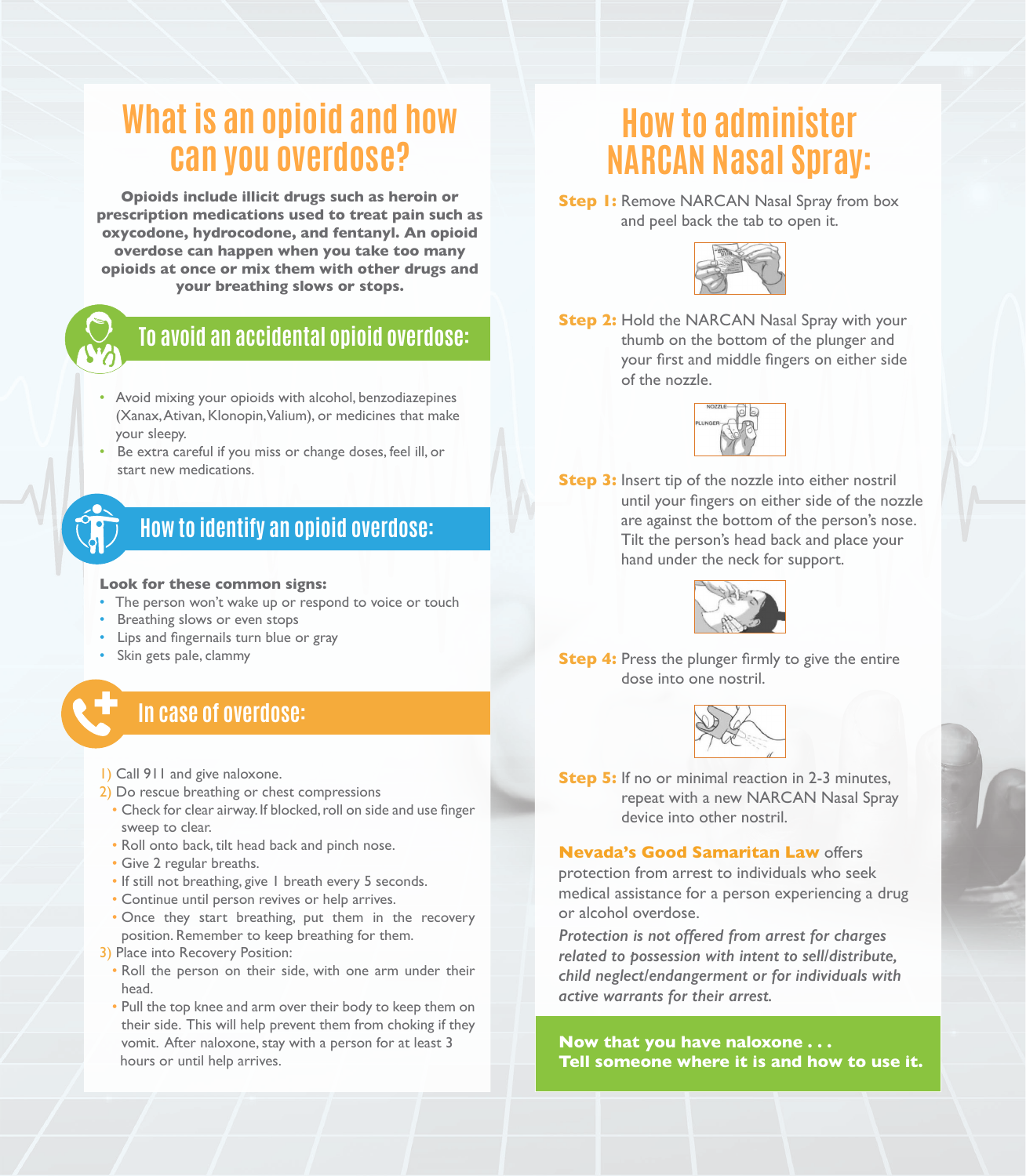# What is an opioid and how can you overdose?

**Opioids include illicit drugs such as heroin or prescription medications used to treat pain such as oxycodone, hydrocodone, and fentanyl. An opioid overdose can happen when you take too many opioids at once or mix them with other drugs and your breathing slows or stops.**

## To avoid an accidental opioid overdose:

- Avoid mixing your opioids with alcohol, benzodiazepines (Xanax, Ativan, Klonopin, Valium), or medicines that make your sleepy.
- Be extra careful if you miss or change doses, feel ill, or start new medications.

## How to identify an opioid overdose:

**Look for these common signs:**

- The person won't wake up or respond to voice or touch
- Breathing slows or even stops
- Lips and fingernails turn blue or gray
- Skin gets pale, clammy

## In case of overdose:

1) Call 911 and give naloxone.
2) Do rescue breathing or chest compressions
   - Check for clear airway. If blocked, roll on side and use finger sweep to clear.
   - Roll onto back, tilt head back and pinch nose.
   - Give 2 regular breaths.
   - If still not breathing, give 1 breath every 5 seconds.
   - Continue until person revives or help arrives.
   - Once they start breathing, put them in the recovery position. Remember to keep breathing for them.
3) Place into Recovery Position:
   - Roll the person on their side, with one arm under their head.
   - Pull the top knee and arm over their body to keep them on their side. This will help prevent them from choking if they vomit. After naloxone, stay with a person for at least 3 hours or until help arrives.

# How to administer NARCAN Nasal Spray:

**Step 1:** Remove NARCAN Nasal Spray from box and peel back the tab to open it.

**Step 2:** Hold the NARCAN Nasal Spray with your thumb on the bottom of the plunger and your first and middle fingers on either side of the nozzle.

NOZZLE
PLUNGER

**Step 3:** Insert tip of the nozzle into either nostril until your fingers on either side of the nozzle are against the bottom of the person's nose. Tilt the person's head back and place your hand under the neck for support.

**Step 4:** Press the plunger firmly to give the entire dose into one nostril.

**Step 5:** If no or minimal reaction in 2-3 minutes, repeat with a new NARCAN Nasal Spray device into other nostril.

**Nevada's Good Samaritan Law** offers protection from arrest to individuals who seek medical assistance for a person experiencing a drug or alcohol overdose.

*Protection is not offered from arrest for charges related to possession with intent to sell/distribute, child neglect/endangerment or for individuals with active warrants for their arrest.*

**Now that you have naloxone . . .**
**Tell someone where it is and how to use it.**